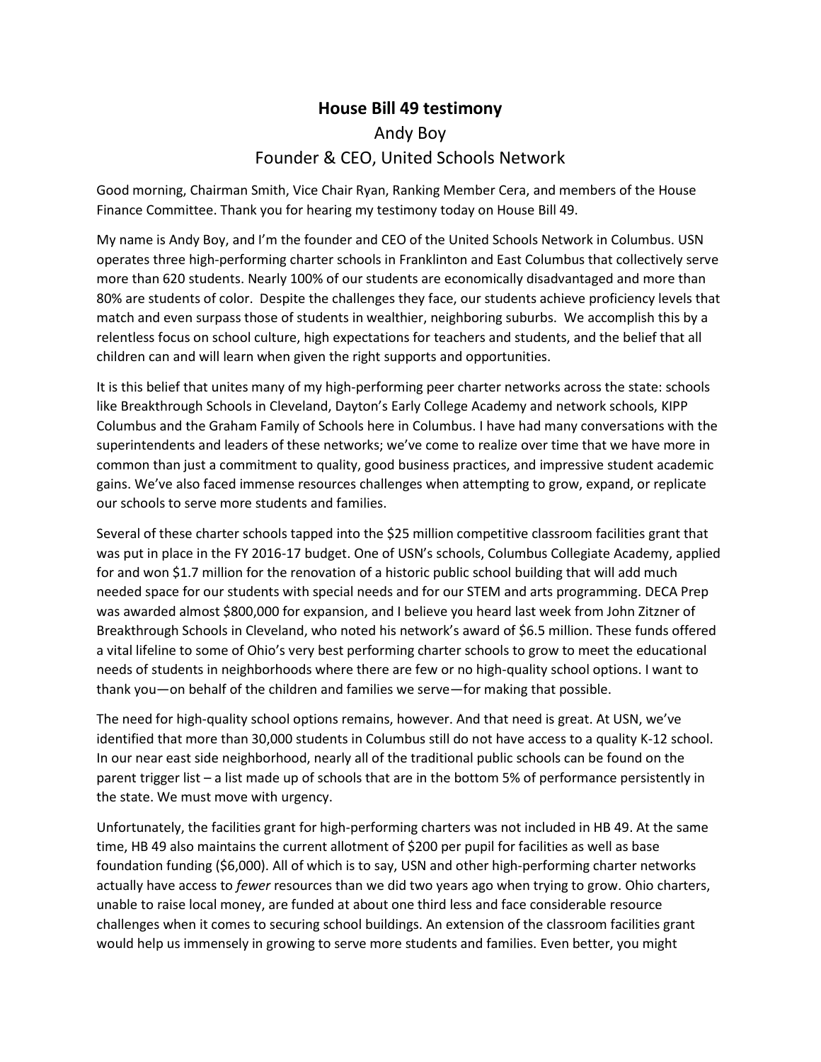# House Bill 49 testimony

Andy Boy

Founder & CEO, United Schools Network

Good morning, Chairman Smith, Vice Chair Ryan, Ranking Member Cera, and members of the House Finance Committee. Thank you for hearing my testimony today on House Bill 49.

My name is Andy Boy, and I'm the founder and CEO of the United Schools Network in Columbus. USN operates three high-performing charter schools in Franklinton and East Columbus that collectively serve more than 620 students. Nearly 100% of our students are economically disadvantaged and more than 80% are students of color. Despite the challenges they face, our students achieve proficiency levels that match and even surpass those of students in wealthier, neighboring suburbs. We accomplish this by a relentless focus on school culture, high expectations for teachers and students, and the belief that all children can and will learn when given the right supports and opportunities.

It is this belief that unites many of my high-performing peer charter networks across the state: schools like Breakthrough Schools in Cleveland, Dayton's Early College Academy and network schools, KIPP Columbus and the Graham Family of Schools here in Columbus. I have had many conversations with the superintendents and leaders of these networks; we've come to realize over time that we have more in common than just a commitment to quality, good business practices, and impressive student academic gains. We've also faced immense resources challenges when attempting to grow, expand, or replicate our schools to serve more students and families.

Several of these charter schools tapped into the $25 million competitive classroom facilities grant that was put in place in the FY 2016-17 budget. One of USN's schools, Columbus Collegiate Academy, applied for and won $1.7 million for the renovation of a historic public school building that will add much needed space for our students with special needs and for our STEM and arts programming. DECA Prep was awarded almost $800,000 for expansion, and I believe you heard last week from John Zitzner of Breakthrough Schools in Cleveland, who noted his network's award of $6.5 million. These funds offered a vital lifeline to some of Ohio's very best performing charter schools to grow to meet the educational needs of students in neighborhoods where there are few or no high-quality school options. I want to thank you—on behalf of the children and families we serve—for making that possible.

The need for high-quality school options remains, however. And that need is great. At USN, we've identified that more than 30,000 students in Columbus still do not have access to a quality K-12 school. In our near east side neighborhood, nearly all of the traditional public schools can be found on the parent trigger list – a list made up of schools that are in the bottom 5% of performance persistently in the state. We must move with urgency.

Unfortunately, the facilities grant for high-performing charters was not included in HB 49. At the same time, HB 49 also maintains the current allotment of $200 per pupil for facilities as well as base foundation funding ($6,000). All of which is to say, USN and other high-performing charter networks actually have access to *fewer* resources than we did two years ago when trying to grow. Ohio charters, unable to raise local money, are funded at about one third less and face considerable resource challenges when it comes to securing school buildings. An extension of the classroom facilities grant would help us immensely in growing to serve more students and families. Even better, you might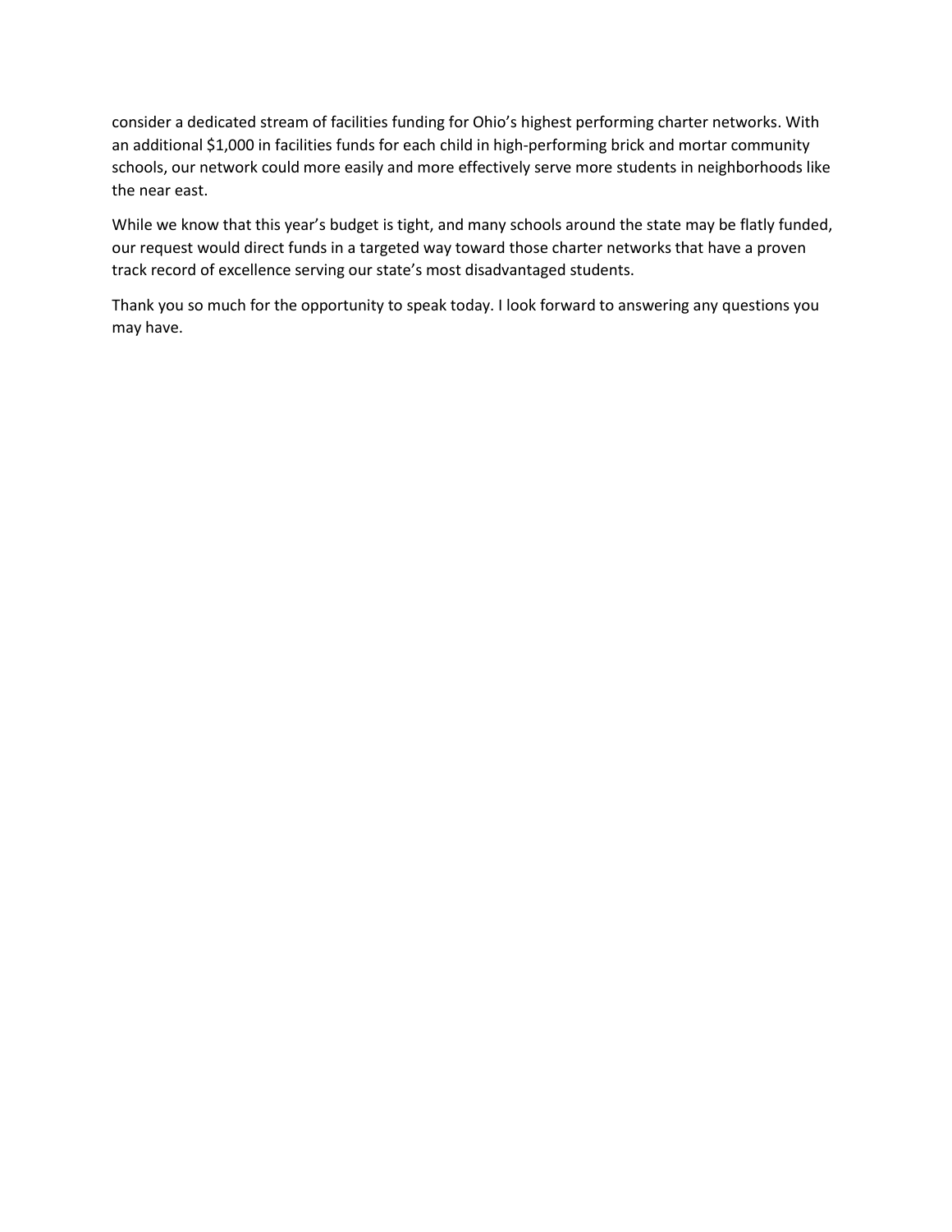consider a dedicated stream of facilities funding for Ohio's highest performing charter networks. With an additional $1,000 in facilities funds for each child in high-performing brick and mortar community schools, our network could more easily and more effectively serve more students in neighborhoods like the near east.

While we know that this year's budget is tight, and many schools around the state may be flatly funded, our request would direct funds in a targeted way toward those charter networks that have a proven track record of excellence serving our state's most disadvantaged students.

Thank you so much for the opportunity to speak today. I look forward to answering any questions you may have.